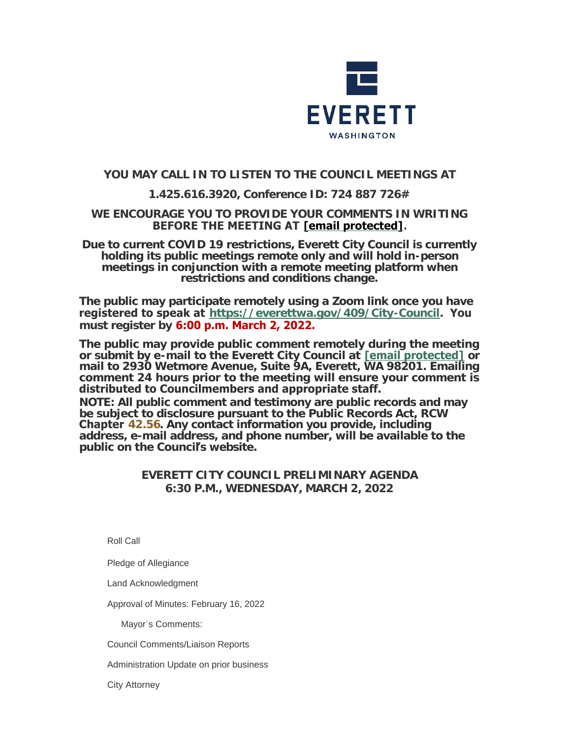EVERETT

WASHINGTON

**YOU MAY CALL IN TO LISTEN TO THE COUNCIL MEETINGS AT**

**1.425.616.3920, Conference ID: 724 887 726#**

**WE ENCOURAGE YOU TO PROVIDE YOUR COMMENTS IN WRITING BEFORE THE MEETING AT [email protected].**

**Due to current COVID 19 restrictions, Everett City Council is currently holding its public meetings remote only and will hold in-person meetings in conjunction with a remote meeting platform when restrictions and conditions change.**

**The public may participate remotely using a Zoom link once you have registered to speak at https://everettwa.gov/409/City-Council. You must register by 6:00 p.m. March 2, 2022.**

**The public may provide public comment remotely during the meeting or submit by e-mail to the Everett City Council at [email protected] or mail to 2930 Wetmore Avenue, Suite 9A, Everett, WA 98201. Emailing comment 24 hours prior to the meeting will ensure your comment is distributed to Councilmembers and appropriate staff.**

**NOTE: All public comment and testimony are public records and may be subject to disclosure pursuant to the Public Records Act, RCW Chapter 42.56. Any contact information you provide, including address, e-mail address, and phone number, will be available to the public on the Council's website.**

**EVERETT CITY COUNCIL PRELIMINARY AGENDA**
**6:30 P.M., WEDNESDAY, MARCH 2, 2022**

Roll Call

Pledge of Allegiance

Land Acknowledgment

Approval of Minutes: February 16, 2022

Mayor's Comments:

Council Comments/Liaison Reports

Administration Update on prior business

City Attorney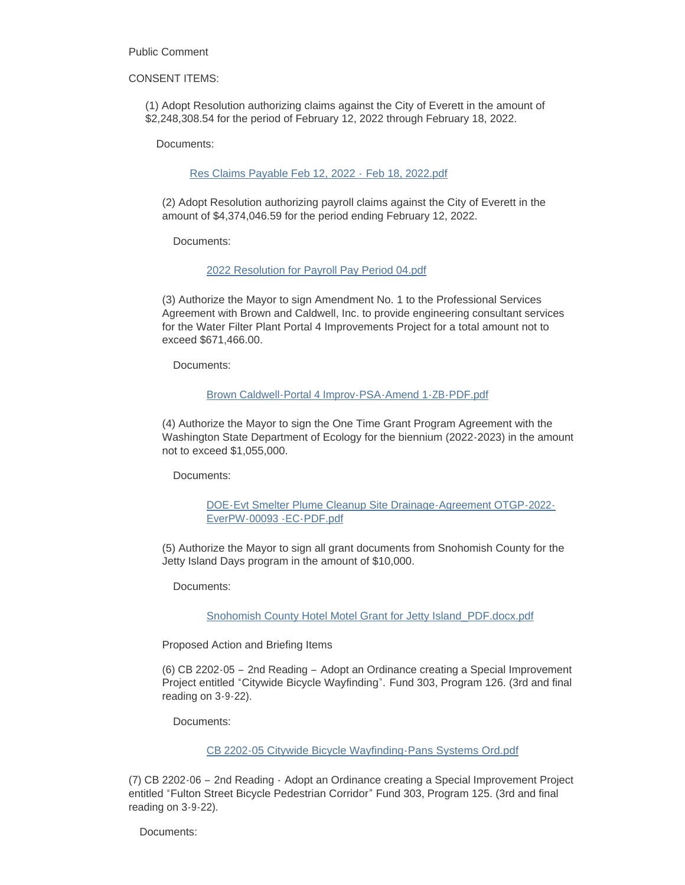Public Comment

CONSENT ITEMS:

(1) Adopt Resolution authorizing claims against the City of Everett in the amount of $2,248,308.54 for the period of February 12, 2022 through February 18, 2022.

Documents:

Res Claims Payable Feb 12, 2022 - Feb 18, 2022.pdf

(2) Adopt Resolution authorizing payroll claims against the City of Everett in the amount of $4,374,046.59 for the period ending February 12, 2022.

Documents:

2022 Resolution for Payroll Pay Period 04.pdf

(3) Authorize the Mayor to sign Amendment No. 1 to the Professional Services Agreement with Brown and Caldwell, Inc. to provide engineering consultant services for the Water Filter Plant Portal 4 Improvements Project for a total amount not to exceed $671,466.00.

Documents:

Brown Caldwell-Portal 4 Improv-PSA-Amend 1-ZB-PDF.pdf

(4) Authorize the Mayor to sign the One Time Grant Program Agreement with the Washington State Department of Ecology for the biennium (2022-2023) in the amount not to exceed $1,055,000.

Documents:

DOE-Evt Smelter Plume Cleanup Site Drainage-Agreement OTGP-2022-EverPW-00093 -EC-PDF.pdf

(5) Authorize the Mayor to sign all grant documents from Snohomish County for the Jetty Island Days program in the amount of $10,000.

Documents:

Snohomish County Hotel Motel Grant for Jetty Island_PDF.docx.pdf

Proposed Action and Briefing Items

(6) CB 2202-05 – 2nd Reading – Adopt an Ordinance creating a Special Improvement Project entitled "Citywide Bicycle Wayfinding". Fund 303, Program 126. (3rd and final reading on 3-9-22).

Documents:

CB 2202-05 Citywide Bicycle Wayfinding-Pans Systems Ord.pdf

(7) CB 2202-06 – 2nd Reading - Adopt an Ordinance creating a Special Improvement Project entitled "Fulton Street Bicycle Pedestrian Corridor" Fund 303, Program 125. (3rd and final reading on 3-9-22).

Documents: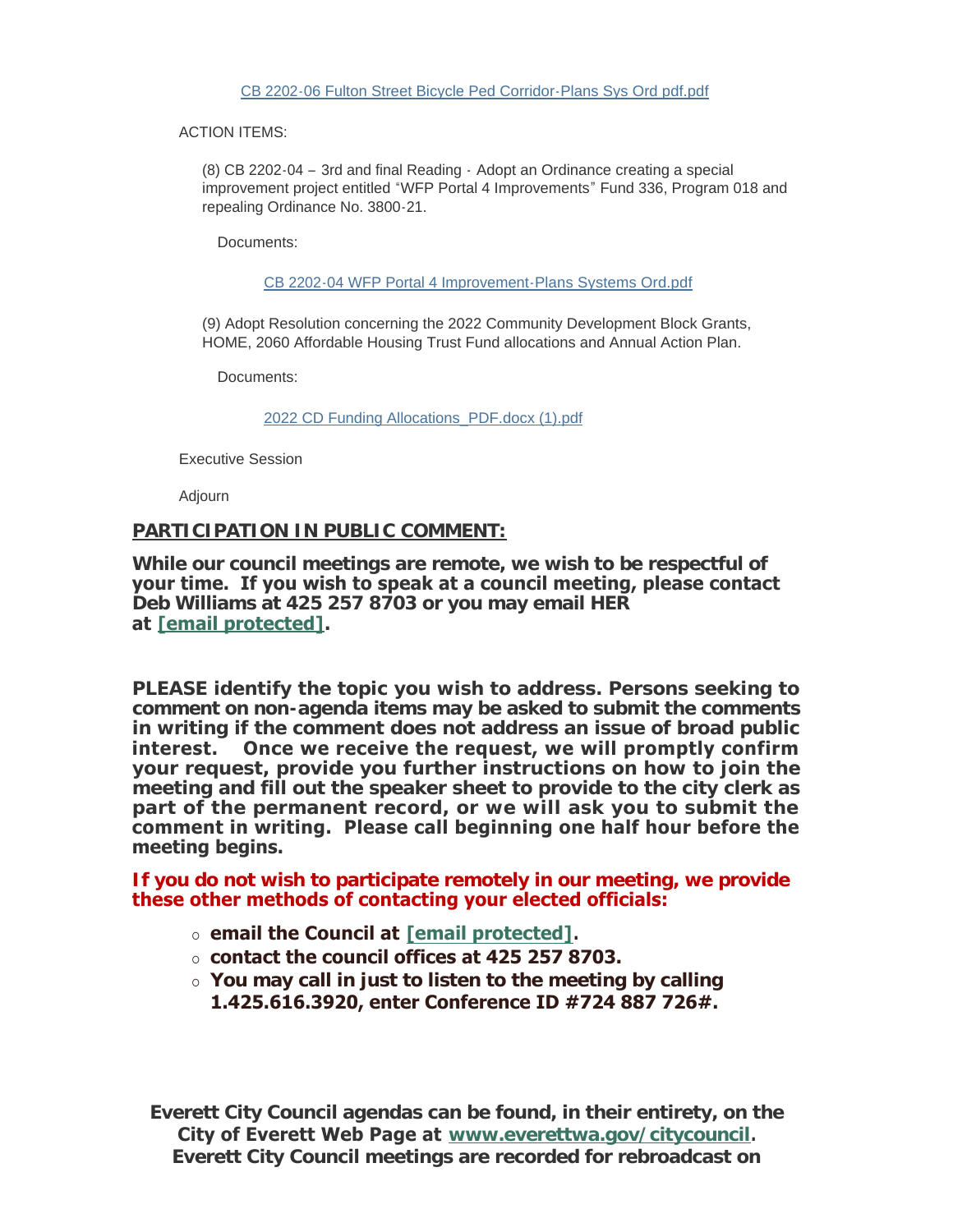[CB 2202-06 Fulton Street Bicycle Ped Corridor-Plans Sys Ord pdf.pdf]

ACTION ITEMS:

(8) CB 2202-04 – 3rd and final Reading - Adopt an Ordinance creating a special improvement project entitled "WFP Portal 4 Improvements" Fund 336, Program 018 and repealing Ordinance No. 3800-21.

Documents:

[CB 2202-04 WFP Portal 4 Improvement-Plans Systems Ord.pdf]

(9) Adopt Resolution concerning the 2022 Community Development Block Grants, HOME, 2060 Affordable Housing Trust Fund allocations and Annual Action Plan.

Documents:

[2022 CD Funding Allocations_PDF.docx (1).pdf]

Executive Session

Adjourn

## PARTICIPATION IN PUBLIC COMMENT:

**While our council meetings are remote, we wish to be respectful of your time. If you wish to speak at a council meeting, please contact Deb Williams at 425 257 8703 or you may email HER at [email protected].**

**PLEASE identify the topic you wish to address. Persons seeking to comment on non-agenda items may be asked to submit the comments in writing if the comment does not address an issue of broad public interest. Once we receive the request, we will promptly confirm your request, provide you further instructions on how to join the meeting and fill out the speaker sheet to provide to the city clerk as part of the permanent record, or we will ask you to submit the comment in writing. Please call beginning one half hour before the meeting begins.**

**If you do not wish to participate remotely in our meeting, we provide these other methods of contacting your elected officials:**

- **email the Council at [email protected].**
- **contact the council offices at 425 257 8703.**
- **You may call in just to listen to the meeting by calling 1.425.616.3920, enter Conference ID #724 887 726#.**

**Everett City Council agendas can be found, in their entirety, on the City of Everett Web Page at www.everettwa.gov/citycouncil. Everett City Council meetings are recorded for rebroadcast on**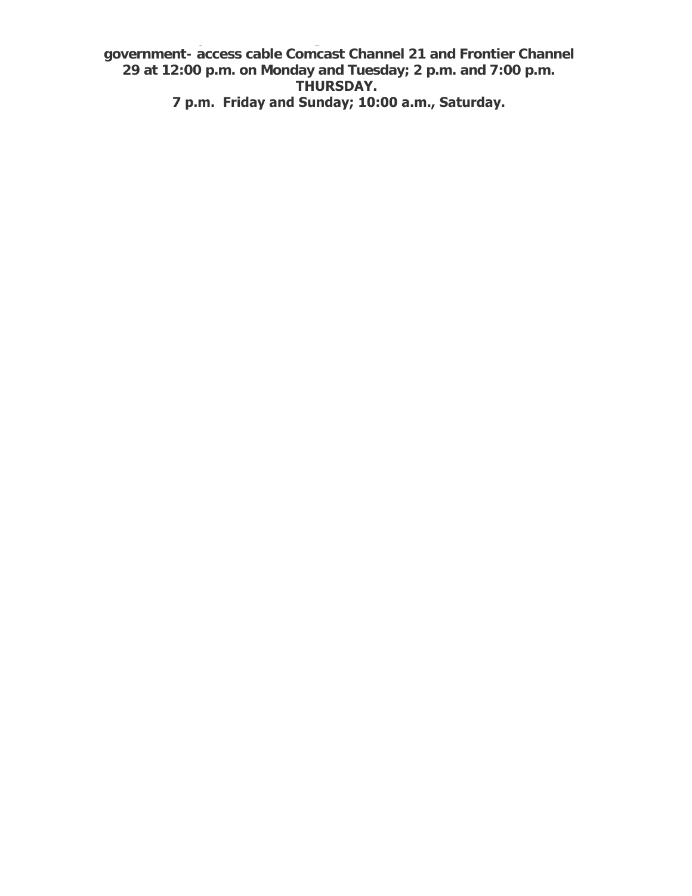**government- access cable Comcast Channel 21 and Frontier Channel 29 at 12:00 p.m. on Monday and Tuesday; 2 p.m. and 7:00 p.m. THURSDAY.**

**7 p.m. Friday and Sunday; 10:00 a.m., Saturday.**